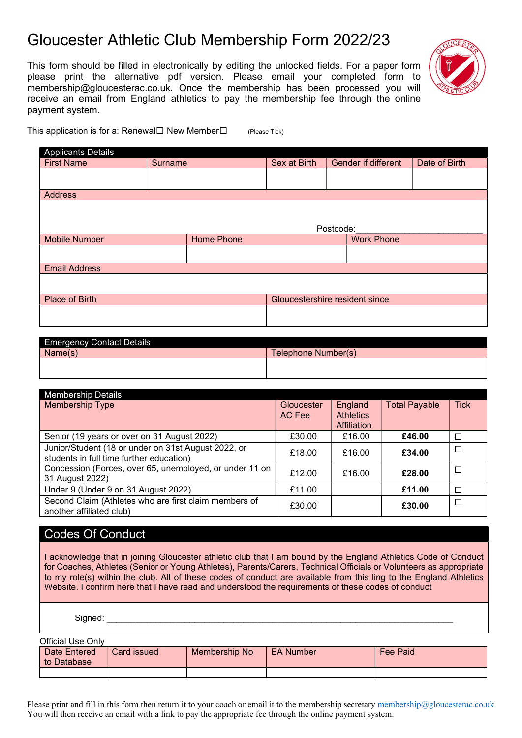# Gloucester Athletic Club Membership Form 2022/23

This form should be filled in electronically by editing the unlocked fields. For a paper form please print the alternative pdf version. Please email your completed form to membership@gloucesterac.co.uk. Once the membership has been processed you will receive an email from England athletics to pay the membership fee through the online payment system.

This application is for a: Renewal☐ New Member☐ (Please Tick)

| Applicants Details | | | | |
|---|---|---|---|---|
| First Name | Surname | Sex at Birth | Gender if different | Date of Birth |
| | | | | |
| Address | | | | |
| Postcode:___________________________ | | | | |
| Mobile Number | Home Phone | | Work Phone | |
| | | | | |
| Email Address | | | | |
| | | | | |
| Place of Birth | | Gloucestershire resident since | | |
| | | | | |

| Emergency Contact Details | |
|---|---|
| Name(s) | Telephone Number(s) |
| | |

| Membership Details | | | | |
|---|---|---|---|---|
| Membership Type | Gloucester AC Fee | England Athletics Affiliation | Total Payable | Tick |
| Senior (19 years or over on 31 August 2022) | £30.00 | £16.00 | **£46.00** | ☐ |
| Junior/Student (18 or under on 31st August 2022, or students in full time further education) | £18.00 | £16.00 | **£34.00** | ☐ |
| Concession (Forces, over 65, unemployed, or under 11 on 31 August 2022) | £12.00 | £16.00 | **£28.00** | ☐ |
| Under 9 (Under 9 on 31 August 2022) | £11.00 | | **£11.00** | ☐ |
| Second Claim (Athletes who are first claim members of another affiliated club) | £30.00 | | **£30.00** | ☐ |

## Codes Of Conduct

I acknowledge that in joining Gloucester athletic club that I am bound by the England Athletics Code of Conduct for Coaches, Athletes (Senior or Young Athletes), Parents/Carers, Technical Officials or Volunteers as appropriate to my role(s) within the club. All of these codes of conduct are available from this ling to the England Athletics Website. I confirm here that I have read and understood the requirements of these codes of conduct

Signed: ___________________________________________________________________________

Official Use Only

| Date Entered to Database | Card issued | Membership No | EA Number | Fee Paid |
|---|---|---|---|---|
| | | | | |

Please print and fill in this form then return it to your coach or email it to the membership secretary membership@gloucesterac.co.uk
You will then receive an email with a link to pay the appropriate fee through the online payment system.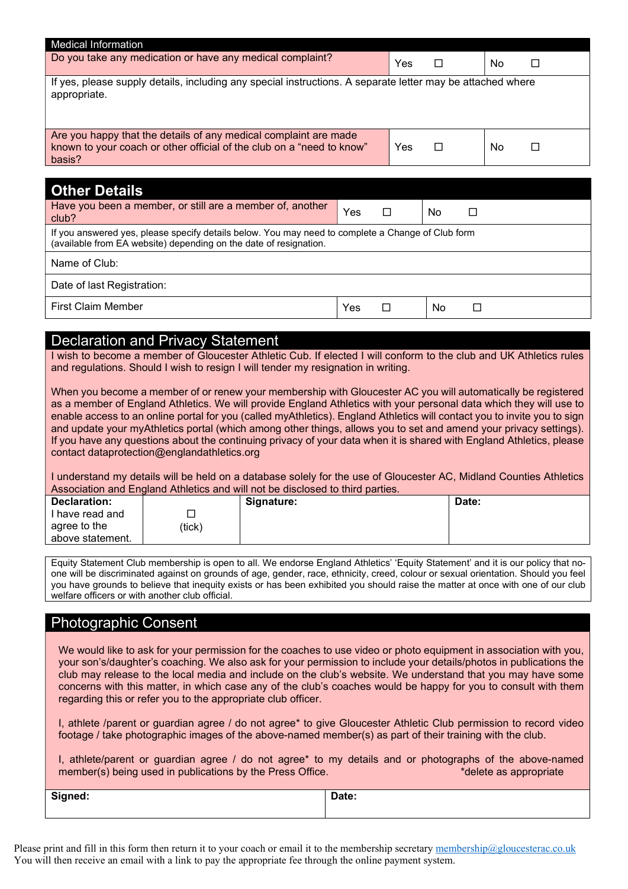## Medical Information

| | | |
|---|---|---|
| Do you take any medication or have any medical complaint? | Yes ☐ | No ☐ |
| If yes, please supply details, including any special instructions. A separate letter may be attached where appropriate. | | |
| Are you happy that the details of any medical complaint are made known to your coach or other official of the club on a "need to know" basis? | Yes ☐ | No ☐ |

## Other Details

| | | |
|---|---|---|
| Have you been a member, or still are a member of, another club? | Yes ☐ | No ☐ |
| If you answered yes, please specify details below. You may need to complete a Change of Club form (available from EA website) depending on the date of resignation. | | |
| Name of Club: | | |
| Date of last Registration: | | |
| First Claim Member | Yes ☐ | No ☐ |

## Declaration and Privacy Statement

I wish to become a member of Gloucester Athletic Cub. If elected I will conform to the club and UK Athletics rules and regulations. Should I wish to resign I will tender my resignation in writing.

When you become a member of or renew your membership with Gloucester AC you will automatically be registered as a member of England Athletics. We will provide England Athletics with your personal data which they will use to enable access to an online portal for you (called myAthletics). England Athletics will contact you to invite you to sign and update your myAthletics portal (which among other things, allows you to set and amend your privacy settings). If you have any questions about the continuing privacy of your data when it is shared with England Athletics, please contact dataprotection@englandathletics.org

I understand my details will be held on a database solely for the use of Gloucester AC, Midland Counties Athletics Association and England Athletics and will not be disclosed to third parties.

| | | | |
|---|---|---|---|
| **Declaration:** I have read and agree to the above statement. | ☐ (tick) | **Signature:** | **Date:** |

Equity Statement Club membership is open to all. We endorse England Athletics' 'Equity Statement' and it is our policy that no-one will be discriminated against on grounds of age, gender, race, ethnicity, creed, colour or sexual orientation. Should you feel you have grounds to believe that inequity exists or has been exhibited you should raise the matter at once with one of our club welfare officers or with another club official.

## Photographic Consent

We would like to ask for your permission for the coaches to use video or photo equipment in association with you, your son's/daughter's coaching. We also ask for your permission to include your details/photos in publications the club may release to the local media and include on the club's website. We understand that you may have some concerns with this matter, in which case any of the club's coaches would be happy for you to consult with them regarding this or refer you to the appropriate club officer.

I, athlete /parent or guardian agree / do not agree* to give Gloucester Athletic Club permission to record video footage / take photographic images of the above-named member(s) as part of their training with the club.

I, athlete/parent or guardian agree / do not agree* to my details and or photographs of the above-named member(s) being used in publications by the Press Office. *delete as appropriate

| | |
|---|---|
| **Signed:** | **Date:** |

Please print and fill in this form then return it to your coach or email it to the membership secretary membership@gloucesterac.co.uk
You will then receive an email with a link to pay the appropriate fee through the online payment system.